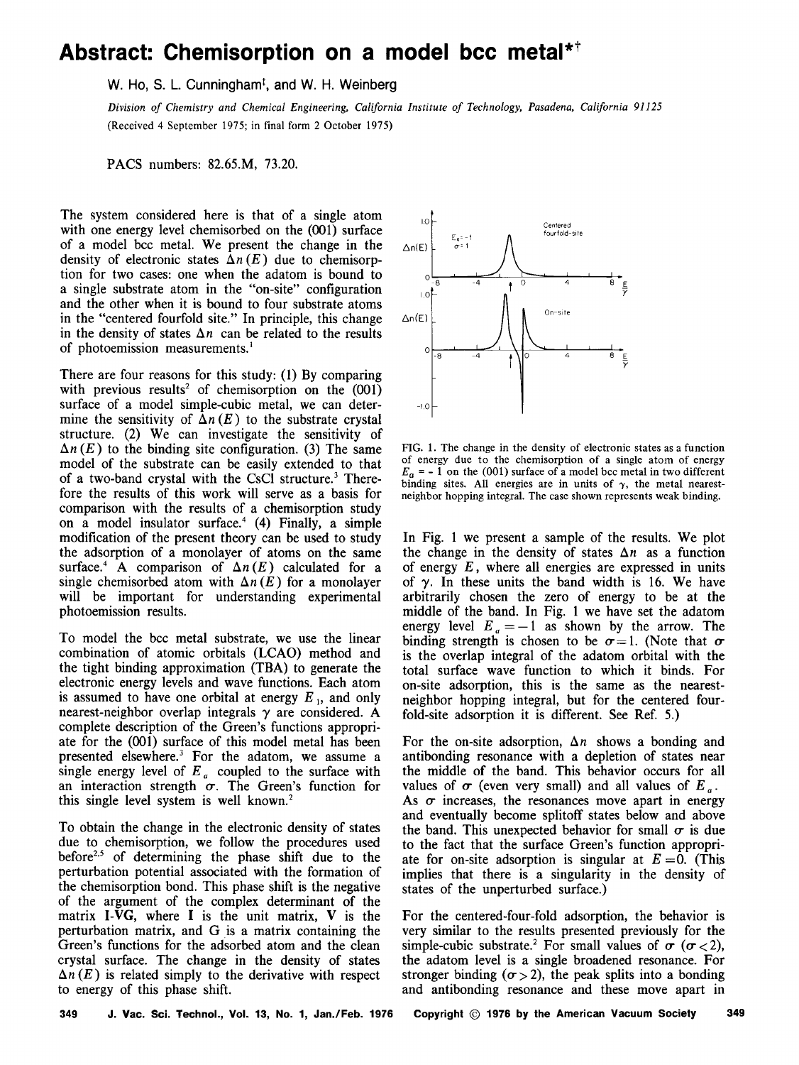# Abstract: Chemisorption on a model bcc metal*[†]

W. Ho, S. L. Cunningham[‡], and W. H. Weinberg

*Division of Chemistry and Chemical Engineering, California Institute of Technology, Pasadena, California 91125*
(Received 4 September 1975; in final form 2 October 1975)

PACS numbers: 82.65.M, 73.20.

The system considered here is that of a single atom with one energy level chemisorbed on the (001) surface of a model bcc metal. We present the change in the density of electronic states $\Delta n(E)$ due to chemisorption for two cases: one when the adatom is bound to a single substrate atom in the "on-site" configuration and the other when it is bound to four substrate atoms in the "centered fourfold site." In principle, this change in the density of states $\Delta n$ can be related to the results of photoemission measurements.[1]

There are four reasons for this study: (1) By comparing with previous results[2] of chemisorption on the (001) surface of a model simple-cubic metal, we can determine the sensitivity of $\Delta n(E)$ to the substrate crystal structure. (2) We can investigate the sensitivity of $\Delta n(E)$ to the binding site configuration. (3) The same model of the substrate can be easily extended to that of a two-band crystal with the CsCl structure.[3] Therefore the results of this work will serve as a basis for comparison with the results of a chemisorption study on a model insulator surface.[4] (4) Finally, a simple modification of the present theory can be used to study the adsorption of a monolayer of atoms on the same surface.[4] A comparison of $\Delta n(E)$ calculated for a single chemisorbed atom with $\Delta n(E)$ for a monolayer will be important for understanding experimental photoemission results.

To model the bcc metal substrate, we use the linear combination of atomic orbitals (LCAO) method and the tight binding approximation (TBA) to generate the electronic energy levels and wave functions. Each atom is assumed to have one orbital at energy $E_1$, and only nearest-neighbor overlap integrals $\gamma$ are considered. A complete description of the Green's functions appropriate for the (001) surface of this model metal has been presented elsewhere.[3] For the adatom, we assume a single energy level of $E_a$ coupled to the surface with an interaction strength $\sigma$. The Green's function for this single level system is well known.[2]

To obtain the change in the electronic density of states due to chemisorption, we follow the procedures used before[2,5] of determining the phase shift due to the perturbation potential associated with the formation of the chemisorption bond. This phase shift is the negative of the argument of the complex determinant of the matrix **I-VG**, where **I** is the unit matrix, **V** is the perturbation matrix, and **G** is a matrix containing the Green's functions for the adsorbed atom and the clean crystal surface. The change in the density of states $\Delta n(E)$ is related simply to the derivative with respect to energy of this phase shift.

FIG. 1. The change in the density of electronic states as a function of energy due to the chemisorption of a single atom of energy $E_a = -1$ on the (001) surface of a model bcc metal in two different binding sites. All energies are in units of $\gamma$, the metal nearest-neighbor hopping integral. The case shown represents weak binding.

In Fig. 1 we present a sample of the results. We plot the change in the density of states $\Delta n$ as a function of energy $E$, where all energies are expressed in units of $\gamma$. In these units the band width is 16. We have arbitrarily chosen the zero of energy to be at the middle of the band. In Fig. 1 we have set the adatom energy level $E_a = -1$ as shown by the arrow. The binding strength is chosen to be $\sigma = 1$. (Note that $\sigma$ is the overlap integral of the adatom orbital with the total surface wave function to which it binds. For on-site adsorption, this is the same as the nearest-neighbor hopping integral, but for the centered fourfold-site adsorption it is different. See Ref. 5.)

For the on-site adsorption, $\Delta n$ shows a bonding and antibonding resonance with a depletion of states near the middle of the band. This behavior occurs for all values of $\sigma$ (even very small) and all values of $E_a$. As $\sigma$ increases, the resonances move apart in energy and eventually become splitoff states below and above the band. This unexpected behavior for small $\sigma$ is due to the fact that the surface Green's function appropriate for on-site adsorption is singular at $E = 0$. (This implies that there is a singularity in the density of states of the unperturbed surface.)

For the centered-four-fold adsorption, the behavior is very similar to the results presented previously for the simple-cubic substrate.[2] For small values of $\sigma$ ($\sigma < 2$), the adatom level is a single broadened resonance. For stronger binding ($\sigma > 2$), the peak splits into a bonding and antibonding resonance and these move apart in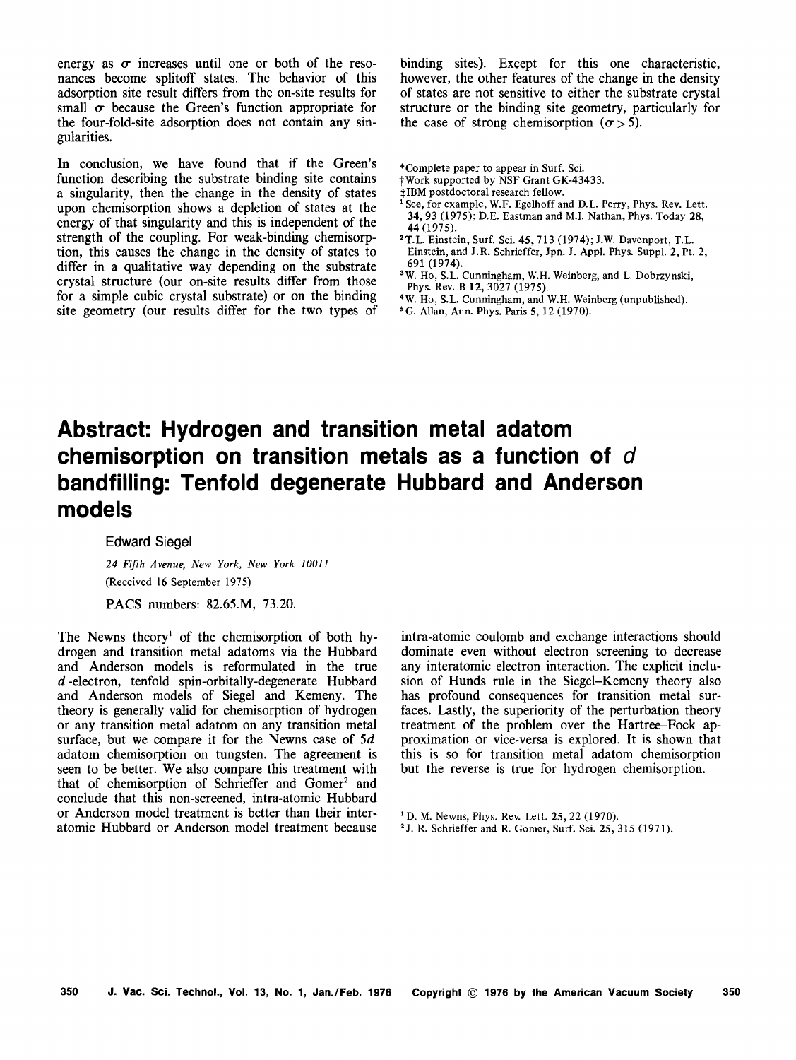energy as $\sigma$ increases until one or both of the resonances become splitoff states. The behavior of this adsorption site result differs from the on-site results for small $\sigma$ because the Green's function appropriate for the four-fold-site adsorption does not contain any singularities.

In conclusion, we have found that if the Green's function describing the substrate binding site contains a singularity, then the change in the density of states upon chemisorption shows a depletion of states at the energy of that singularity and this is independent of the strength of the coupling. For weak-binding chemisorption, this causes the change in the density of states to differ in a qualitative way depending on the substrate crystal structure (our on-site results differ from those for a simple cubic crystal substrate) or on the binding site geometry (our results differ for the two types of binding sites). Except for this one characteristic, however, the other features of the change in the density of states are not sensitive to either the substrate crystal structure or the binding site geometry, particularly for the case of strong chemisorption ($\sigma > 5$).

*Complete paper to appear in Surf. Sci.
†Work supported by NSF Grant GK-43433.
‡IBM postdoctoral research fellow.
[1] See, for example, W.F. Egelhoff and D.L. Perry, Phys. Rev. Lett. **34**, 93 (1975); D.E. Eastman and M.I. Nathan, Phys. Today **28**, 44 (1975).
[2] T.L. Einstein, Surf. Sci. **45**, 713 (1974); J.W. Davenport, T.L. Einstein, and J.R. Schrieffer, Jpn. J. Appl. Phys. Suppl. **2**, Pt. 2, 691 (1974).
[3] W. Ho, S.L. Cunningham, W.H. Weinberg, and L. Dobrzynski, Phys. Rev. B **12**, 3027 (1975).
[4] W. Ho, S.L. Cunningham, and W.H. Weinberg (unpublished).
[5] G. Allan, Ann. Phys. Paris **5**, 12 (1970).

# Abstract: Hydrogen and transition metal adatom chemisorption on transition metals as a function of *d* bandfilling: Tenfold degenerate Hubbard and Anderson models

Edward Siegel

*24 Fifth Avenue, New York, New York 10011*
(Received 16 September 1975)

PACS numbers: 82.65.M, 73.20.

The Newns theory[1] of the chemisorption of both hydrogen and transition metal adatoms via the Hubbard and Anderson models is reformulated in the true *d*-electron, tenfold spin-orbitally-degenerate Hubbard and Anderson models of Siegel and Kemeny. The theory is generally valid for chemisorption of hydrogen or any transition metal adatom on any transition metal surface, but we compare it for the Newns case of 5*d* adatom chemisorption on tungsten. The agreement is seen to be better. We also compare this treatment with that of chemisorption of Schrieffer and Gomer[2] and conclude that this non-screened, intra-atomic Hubbard or Anderson model treatment is better than their interatomic Hubbard or Anderson model treatment because intra-atomic coulomb and exchange interactions should dominate even without electron screening to decrease any interatomic electron interaction. The explicit inclusion of Hunds rule in the Siegel–Kemeny theory also has profound consequences for transition metal surfaces. Lastly, the superiority of the perturbation theory treatment of the problem over the Hartree–Fock approximation or vice-versa is explored. It is shown that this is so for transition metal adatom chemisorption but the reverse is true for hydrogen chemisorption.

[1] D. M. Newns, Phys. Rev. Lett. **25**, 22 (1970).
[2] J. R. Schrieffer and R. Gomer, Surf. Sci. **25**, 315 (1971).